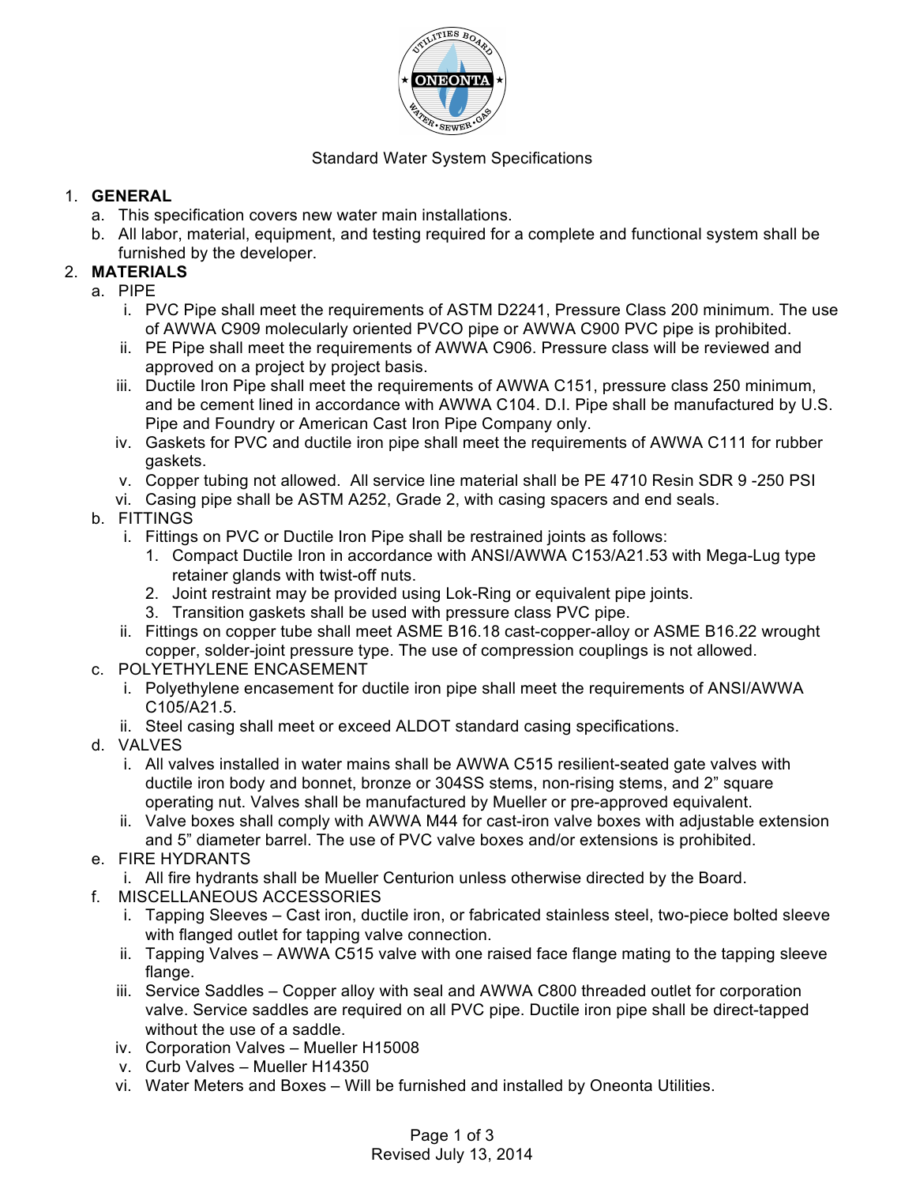Standard Water System Specifications

1. **GENERAL**
   a. This specification covers new water main installations.
   b. All labor, material, equipment, and testing required for a complete and functional system shall be furnished by the developer.
2. **MATERIALS**
   a. PIPE
      i. PVC Pipe shall meet the requirements of ASTM D2241, Pressure Class 200 minimum. The use of AWWA C909 molecularly oriented PVCO pipe or AWWA C900 PVC pipe is prohibited.
      ii. PE Pipe shall meet the requirements of AWWA C906. Pressure class will be reviewed and approved on a project by project basis.
      iii. Ductile Iron Pipe shall meet the requirements of AWWA C151, pressure class 250 minimum, and be cement lined in accordance with AWWA C104. D.I. Pipe shall be manufactured by U.S. Pipe and Foundry or American Cast Iron Pipe Company only.
      iv. Gaskets for PVC and ductile iron pipe shall meet the requirements of AWWA C111 for rubber gaskets.
      v. Copper tubing not allowed. All service line material shall be PE 4710 Resin SDR 9 -250 PSI
      vi. Casing pipe shall be ASTM A252, Grade 2, with casing spacers and end seals.
   b. FITTINGS
      i. Fittings on PVC or Ductile Iron Pipe shall be restrained joints as follows:
         1. Compact Ductile Iron in accordance with ANSI/AWWA C153/A21.53 with Mega-Lug type retainer glands with twist-off nuts.
         2. Joint restraint may be provided using Lok-Ring or equivalent pipe joints.
         3. Transition gaskets shall be used with pressure class PVC pipe.
      ii. Fittings on copper tube shall meet ASME B16.18 cast-copper-alloy or ASME B16.22 wrought copper, solder-joint pressure type. The use of compression couplings is not allowed.
   c. POLYETHYLENE ENCASEMENT
      i. Polyethylene encasement for ductile iron pipe shall meet the requirements of ANSI/AWWA C105/A21.5.
      ii. Steel casing shall meet or exceed ALDOT standard casing specifications.
   d. VALVES
      i. All valves installed in water mains shall be AWWA C515 resilient-seated gate valves with ductile iron body and bonnet, bronze or 304SS stems, non-rising stems, and 2" square operating nut. Valves shall be manufactured by Mueller or pre-approved equivalent.
      ii. Valve boxes shall comply with AWWA M44 for cast-iron valve boxes with adjustable extension and 5" diameter barrel. The use of PVC valve boxes and/or extensions is prohibited.
   e. FIRE HYDRANTS
      i. All fire hydrants shall be Mueller Centurion unless otherwise directed by the Board.
   f. MISCELLANEOUS ACCESSORIES
      i. Tapping Sleeves – Cast iron, ductile iron, or fabricated stainless steel, two-piece bolted sleeve with flanged outlet for tapping valve connection.
      ii. Tapping Valves – AWWA C515 valve with one raised face flange mating to the tapping sleeve flange.
      iii. Service Saddles – Copper alloy with seal and AWWA C800 threaded outlet for corporation valve. Service saddles are required on all PVC pipe. Ductile iron pipe shall be direct-tapped without the use of a saddle.
      iv. Corporation Valves – Mueller H15008
      v. Curb Valves – Mueller H14350
      vi. Water Meters and Boxes – Will be furnished and installed by Oneonta Utilities.

Revised July 13, 2014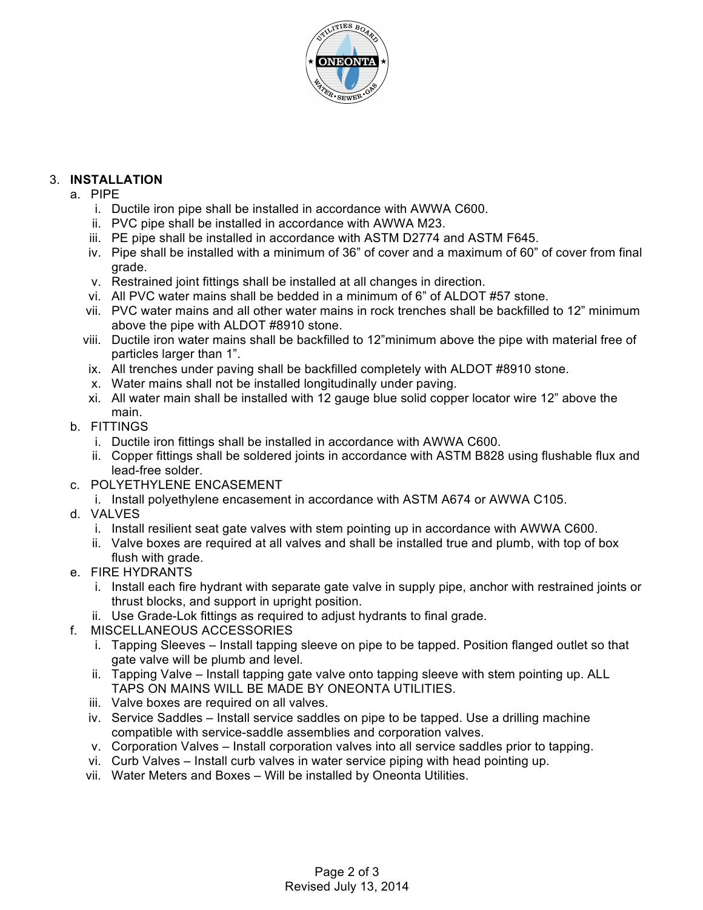3. **INSTALLATION**
   a. PIPE
      i. Ductile iron pipe shall be installed in accordance with AWWA C600.
      ii. PVC pipe shall be installed in accordance with AWWA M23.
      iii. PE pipe shall be installed in accordance with ASTM D2774 and ASTM F645.
      iv. Pipe shall be installed with a minimum of 36” of cover and a maximum of 60” of cover from final grade.
      v. Restrained joint fittings shall be installed at all changes in direction.
      vi. All PVC water mains shall be bedded in a minimum of 6” of ALDOT #57 stone.
      vii. PVC water mains and all other water mains in rock trenches shall be backfilled to 12” minimum above the pipe with ALDOT #8910 stone.
      viii. Ductile iron water mains shall be backfilled to 12”minimum above the pipe with material free of particles larger than 1”.
      ix. All trenches under paving shall be backfilled completely with ALDOT #8910 stone.
      x. Water mains shall not be installed longitudinally under paving.
      xi. All water main shall be installed with 12 gauge blue solid copper locator wire 12” above the main.
   b. FITTINGS
      i. Ductile iron fittings shall be installed in accordance with AWWA C600.
      ii. Copper fittings shall be soldered joints in accordance with ASTM B828 using flushable flux and lead-free solder.
   c. POLYETHYLENE ENCASEMENT
      i. Install polyethylene encasement in accordance with ASTM A674 or AWWA C105.
   d. VALVES
      i. Install resilient seat gate valves with stem pointing up in accordance with AWWA C600.
      ii. Valve boxes are required at all valves and shall be installed true and plumb, with top of box flush with grade.
   e. FIRE HYDRANTS
      i. Install each fire hydrant with separate gate valve in supply pipe, anchor with restrained joints or thrust blocks, and support in upright position.
      ii. Use Grade-Lok fittings as required to adjust hydrants to final grade.
   f. MISCELLANEOUS ACCESSORIES
      i. Tapping Sleeves – Install tapping sleeve on pipe to be tapped. Position flanged outlet so that gate valve will be plumb and level.
      ii. Tapping Valve – Install tapping gate valve onto tapping sleeve with stem pointing up. ALL TAPS ON MAINS WILL BE MADE BY ONEONTA UTILITIES.
      iii. Valve boxes are required on all valves.
      iv. Service Saddles – Install service saddles on pipe to be tapped. Use a drilling machine compatible with service-saddle assemblies and corporation valves.
      v. Corporation Valves – Install corporation valves into all service saddles prior to tapping.
      vi. Curb Valves – Install curb valves in water service piping with head pointing up.
      vii. Water Meters and Boxes – Will be installed by Oneonta Utilities.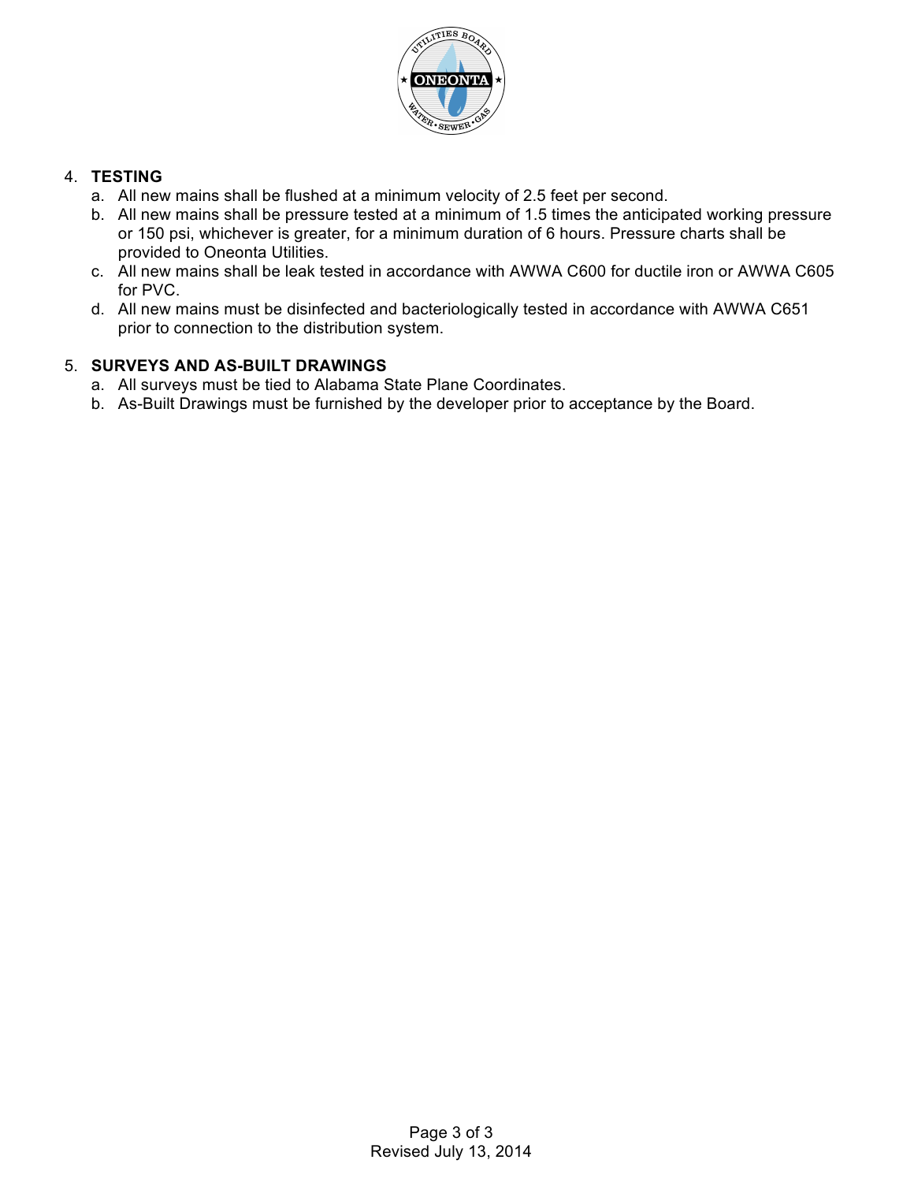4. **TESTING**
   a. All new mains shall be flushed at a minimum velocity of 2.5 feet per second.
   b. All new mains shall be pressure tested at a minimum of 1.5 times the anticipated working pressure or 150 psi, whichever is greater, for a minimum duration of 6 hours. Pressure charts shall be provided to Oneonta Utilities.
   c. All new mains shall be leak tested in accordance with AWWA C600 for ductile iron or AWWA C605 for PVC.
   d. All new mains must be disinfected and bacteriologically tested in accordance with AWWA C651 prior to connection to the distribution system.

5. **SURVEYS AND AS-BUILT DRAWINGS**
   a. All surveys must be tied to Alabama State Plane Coordinates.
   b. As-Built Drawings must be furnished by the developer prior to acceptance by the Board.

Revised July 13, 2014